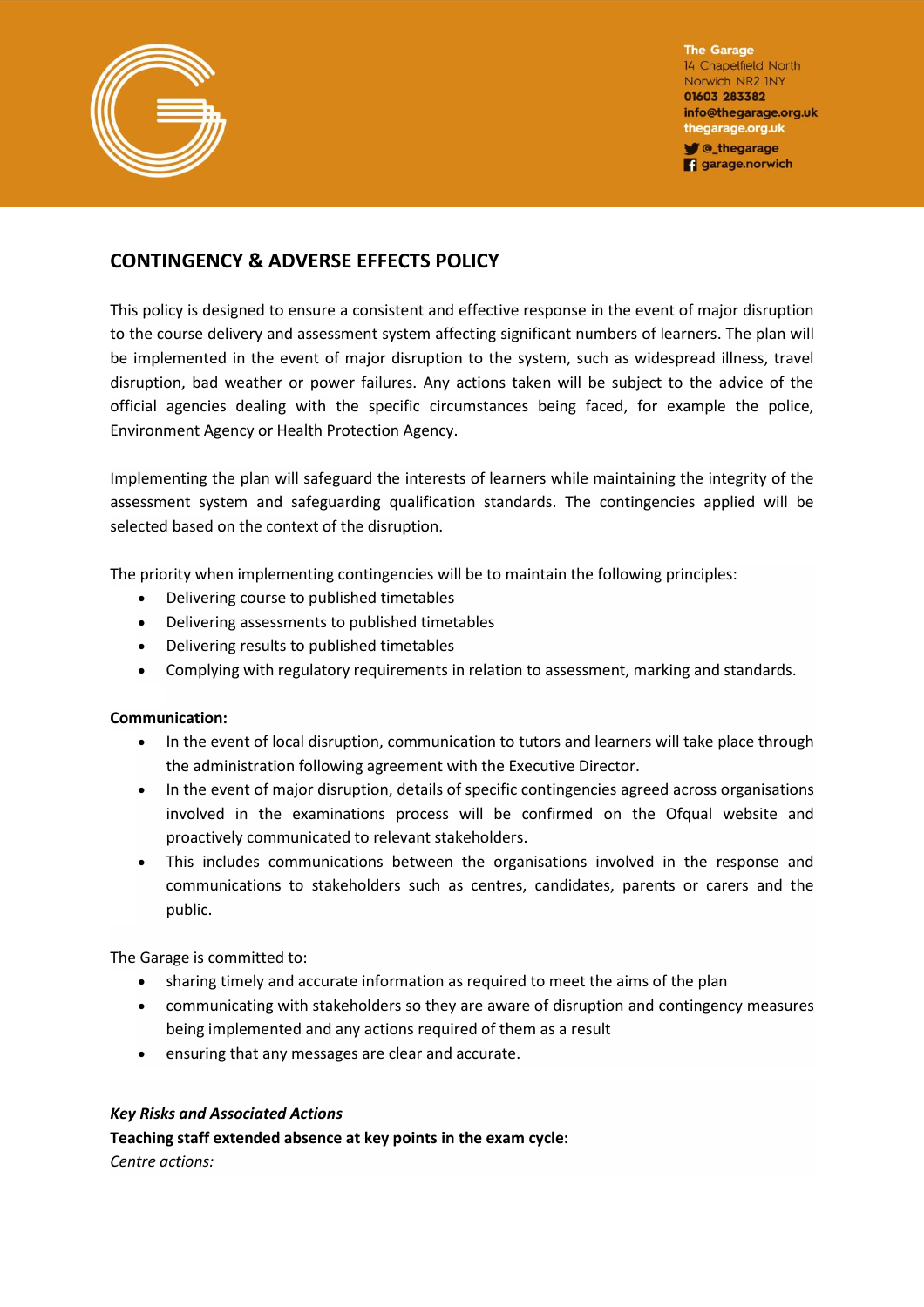The Garage
14 Chapelfield North
Norwich NR2 1NY
01603 283382
info@thegarage.org.uk
thegarage.org.uk
@_thegarage
garage.norwich

# CONTINGENCY & ADVERSE EFFECTS POLICY

This policy is designed to ensure a consistent and effective response in the event of major disruption to the course delivery and assessment system affecting significant numbers of learners. The plan will be implemented in the event of major disruption to the system, such as widespread illness, travel disruption, bad weather or power failures. Any actions taken will be subject to the advice of the official agencies dealing with the specific circumstances being faced, for example the police, Environment Agency or Health Protection Agency.

Implementing the plan will safeguard the interests of learners while maintaining the integrity of the assessment system and safeguarding qualification standards. The contingencies applied will be selected based on the context of the disruption.

The priority when implementing contingencies will be to maintain the following principles:

- Delivering course to published timetables
- Delivering assessments to published timetables
- Delivering results to published timetables
- Complying with regulatory requirements in relation to assessment, marking and standards.

**Communication:**

- In the event of local disruption, communication to tutors and learners will take place through the administration following agreement with the Executive Director.
- In the event of major disruption, details of specific contingencies agreed across organisations involved in the examinations process will be confirmed on the Ofqual website and proactively communicated to relevant stakeholders.
- This includes communications between the organisations involved in the response and communications to stakeholders such as centres, candidates, parents or carers and the public.

The Garage is committed to:

- sharing timely and accurate information as required to meet the aims of the plan
- communicating with stakeholders so they are aware of disruption and contingency measures being implemented and any actions required of them as a result
- ensuring that any messages are clear and accurate.

***Key Risks and Associated Actions***

**Teaching staff extended absence at key points in the exam cycle:**

*Centre actions:*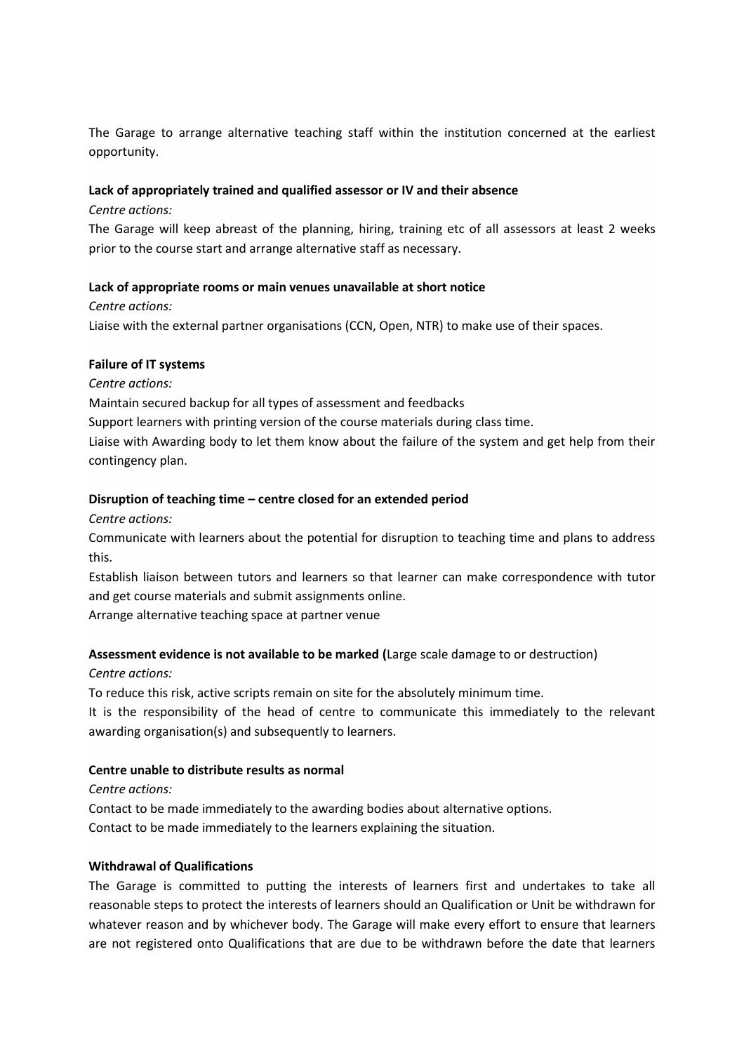The Garage to arrange alternative teaching staff within the institution concerned at the earliest opportunity.

**Lack of appropriately trained and qualified assessor or IV and their absence**

*Centre actions:*

The Garage will keep abreast of the planning, hiring, training etc of all assessors at least 2 weeks prior to the course start and arrange alternative staff as necessary.

**Lack of appropriate rooms or main venues unavailable at short notice**

*Centre actions:*

Liaise with the external partner organisations (CCN, Open, NTR) to make use of their spaces.

**Failure of IT systems**

*Centre actions:*

Maintain secured backup for all types of assessment and feedbacks

Support learners with printing version of the course materials during class time.

Liaise with Awarding body to let them know about the failure of the system and get help from their contingency plan.

**Disruption of teaching time – centre closed for an extended period**

*Centre actions:*

Communicate with learners about the potential for disruption to teaching time and plans to address this.

Establish liaison between tutors and learners so that learner can make correspondence with tutor and get course materials and submit assignments online.

Arrange alternative teaching space at partner venue

**Assessment evidence is not available to be marked (**Large scale damage to or destruction)

*Centre actions:*

To reduce this risk, active scripts remain on site for the absolutely minimum time.

It is the responsibility of the head of centre to communicate this immediately to the relevant awarding organisation(s) and subsequently to learners.

**Centre unable to distribute results as normal**

*Centre actions:*

Contact to be made immediately to the awarding bodies about alternative options.

Contact to be made immediately to the learners explaining the situation.

**Withdrawal of Qualifications**

The Garage is committed to putting the interests of learners first and undertakes to take all reasonable steps to protect the interests of learners should an Qualification or Unit be withdrawn for whatever reason and by whichever body. The Garage will make every effort to ensure that learners are not registered onto Qualifications that are due to be withdrawn before the date that learners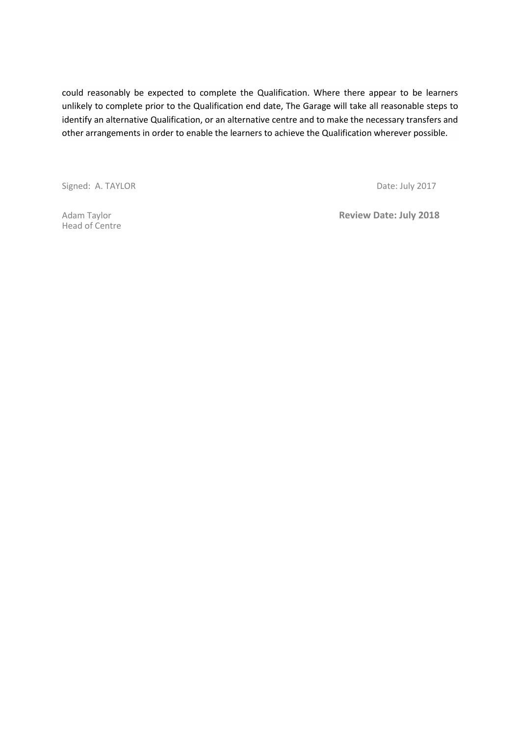could reasonably be expected to complete the Qualification. Where there appear to be learners unlikely to complete prior to the Qualification end date, The Garage will take all reasonable steps to identify an alternative Qualification, or an alternative centre and to make the necessary transfers and other arrangements in order to enable the learners to achieve the Qualification wherever possible.

Signed: A. TAYLOR

Date: July 2017

Adam Taylor
Head of Centre

**Review Date: July 2018**